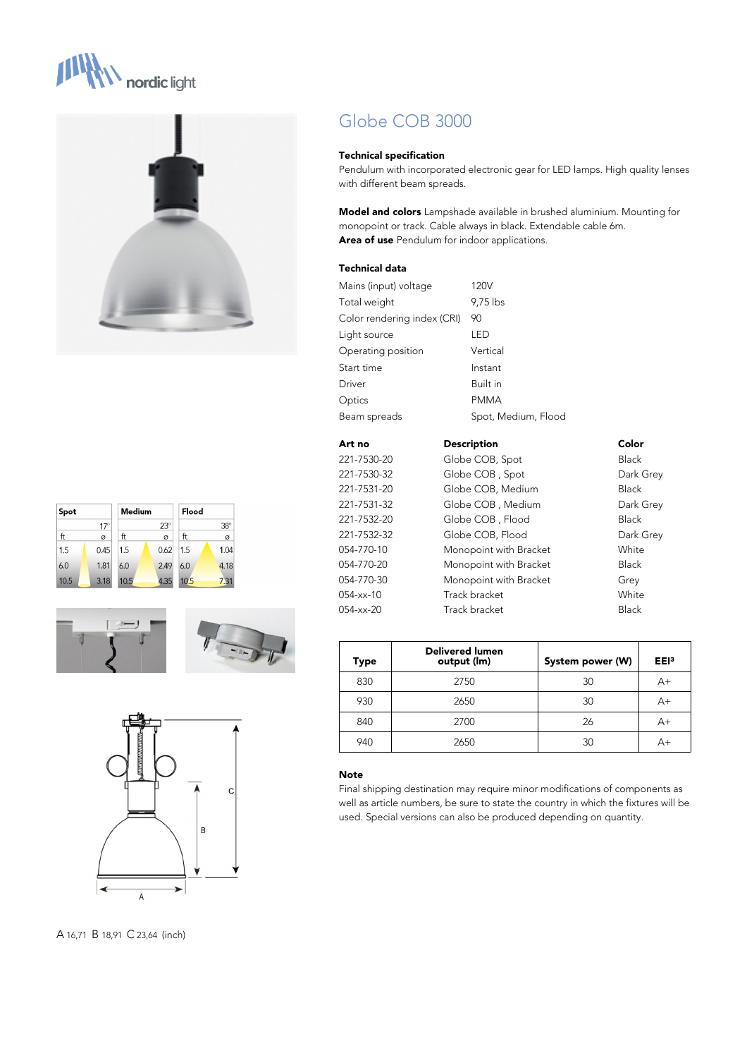# Globe COB 3000

### Technical specification

Pendulum with incorporated electronic gear for LED lamps. High quality lenses with different beam spreads.

**Model and colors** Lampshade available in brushed aluminium. Mounting for monopoint or track. Cable always in black. Extendable cable 6m.
**Area of use** Pendulum for indoor applications.

### Technical data

| | |
|---|---|
| Mains (input) voltage | 120V |
| Total weight | 9,75 lbs |
| Color rendering index (CRI) | 90 |
| Light source | LED |
| Operating position | Vertical |
| Start time | Instant |
| Driver | Built in |
| Optics | PMMA |
| Beam spreads | Spot, Medium, Flood |

| Art no | Description | Color |
|---|---|---|
| 221-7530-20 | Globe COB, Spot | Black |
| 221-7530-32 | Globe COB , Spot | Dark Grey |
| 221-7531-20 | Globe COB, Medium | Black |
| 221-7531-32 | Globe COB , Medium | Dark Grey |
| 221-7532-20 | Globe COB , Flood | Black |
| 221-7532-32 | Globe COB, Flood | Dark Grey |
| 054-770-10 | Monopoint with Bracket | White |
| 054-770-20 | Monopoint with Bracket | Black |
| 054-770-30 | Monopoint with Bracket | Grey |
| 054-xx-10 | Track bracket | White |
| 054-xx-20 | Track bracket | Black |

| Spot 17° ft | ø | Medium 23° ft | ø | Flood 38° ft | ø |
|---|---|---|---|---|---|
| 1.5 | 0.45 | 1.5 | 0.62 | 1.5 | 1.04 |
| 6.0 | 1.81 | 6.0 | 2.49 | 6.0 | 4.18 |
| 10.5 | 3.18 | 10.5 | 4.35 | 10.5 | 7.31 |

| Type | Delivered lumen output (lm) | System power (W) | EEI[3] |
|---|---|---|---|
| 830 | 2750 | 30 | A+ |
| 930 | 2650 | 30 | A+ |
| 840 | 2700 | 26 | A+ |
| 940 | 2650 | 30 | A+ |

### Note

Final shipping destination may require minor modifications of components as well as article numbers, be sure to state the country in which the fixtures will be used. Special versions can also be produced depending on quantity.

A 16,71 B 18,91 C 23,64 (inch)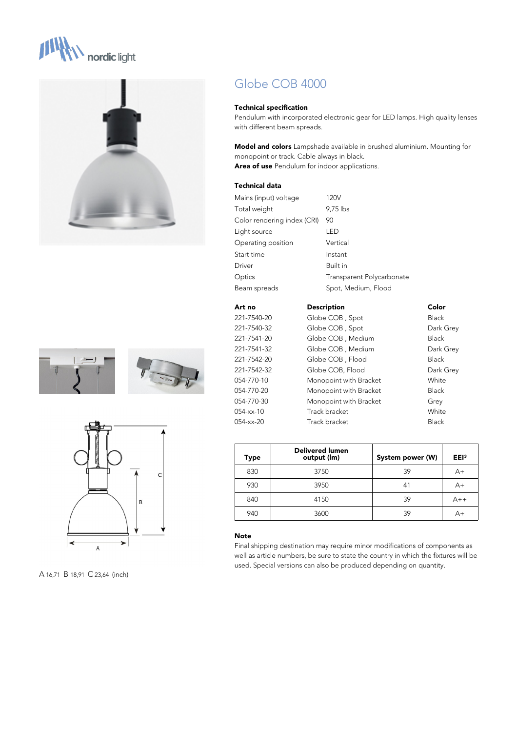# Globe COB 4000

**Technical specification**
Pendulum with incorporated electronic gear for LED lamps. High quality lenses with different beam spreads.

**Model and colors** Lampshade available in brushed aluminium. Mounting for monopoint or track. Cable always in black.
**Area of use** Pendulum for indoor applications.

**Technical data**

| | |
|---|---|
| Mains (input) voltage | 120V |
| Total weight | 9,75 lbs |
| Color rendering index (CRI) | 90 |
| Light source | LED |
| Operating position | Vertical |
| Start time | Instant |
| Driver | Built in |
| Optics | Transparent Polycarbonate |
| Beam spreads | Spot, Medium, Flood |

| Art no | Description | Color |
|---|---|---|
| 221-7540-20 | Globe COB , Spot | Black |
| 221-7540-32 | Globe COB , Spot | Dark Grey |
| 221-7541-20 | Globe COB , Medium | Black |
| 221-7541-32 | Globe COB , Medium | Dark Grey |
| 221-7542-20 | Globe COB , Flood | Black |
| 221-7542-32 | Globe COB, Flood | Dark Grey |
| 054-770-10 | Monopoint with Bracket | White |
| 054-770-20 | Monopoint with Bracket | Black |
| 054-770-30 | Monopoint with Bracket | Grey |
| 054-xx-10 | Track bracket | White |
| 054-xx-20 | Track bracket | Black |

| Type | Delivered lumen output (lm) | System power (W) | EEI[3] |
|---|---|---|---|
| 830 | 3750 | 39 | A+ |
| 930 | 3950 | 41 | A+ |
| 840 | 4150 | 39 | A++ |
| 940 | 3600 | 39 | A+ |

A 16,71 B 18,91 C 23,64 (inch)

**Note**
Final shipping destination may require minor modifications of components as well as article numbers, be sure to state the country in which the fixtures will be used. Special versions can also be produced depending on quantity.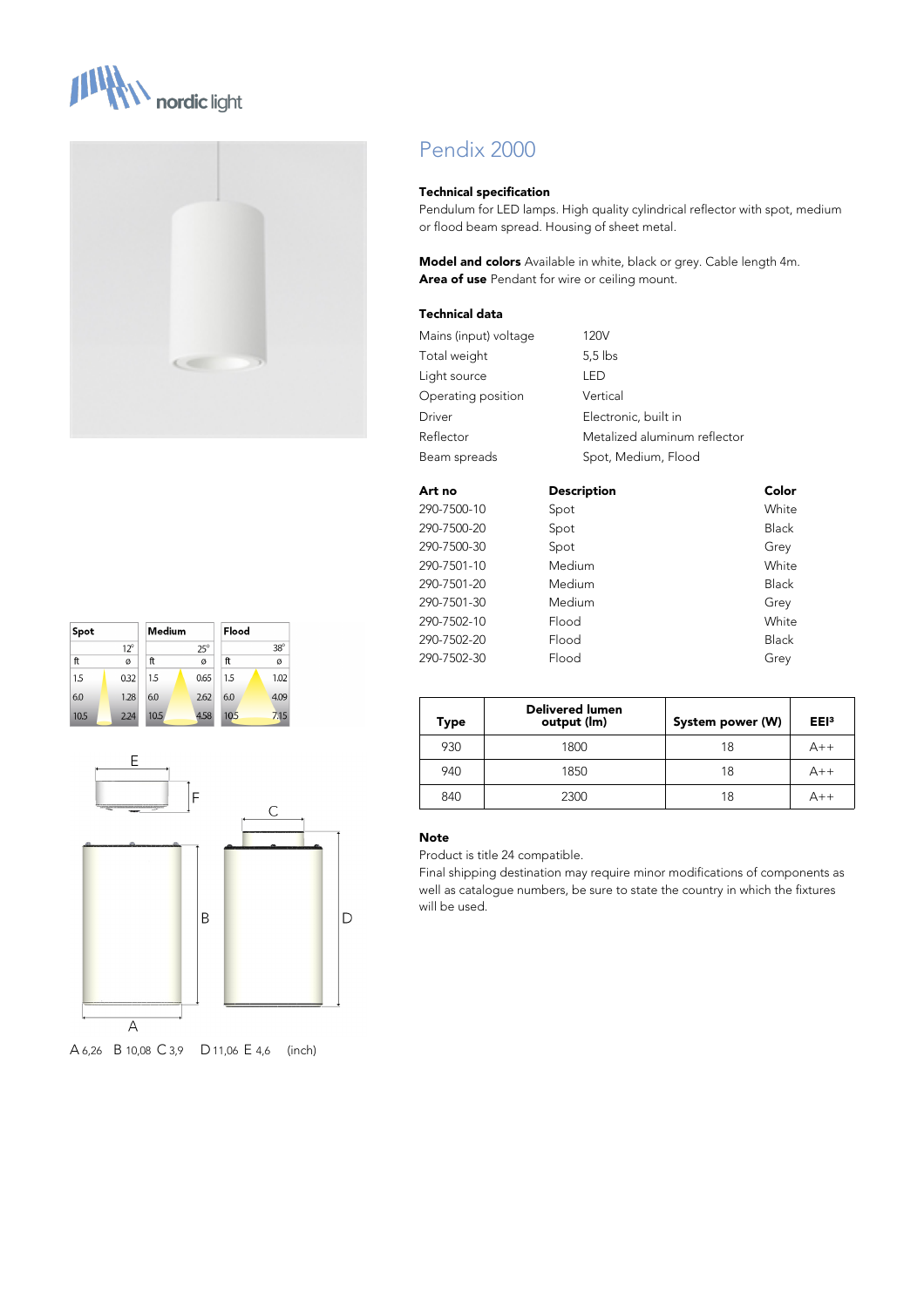# Pendix 2000

**Technical specification**
Pendulum for LED lamps. High quality cylindrical reflector with spot, medium or flood beam spread. Housing of sheet metal.

**Model and colors** Available in white, black or grey. Cable length 4m.
**Area of use** Pendant for wire or ceiling mount.

**Technical data**

| | |
|---|---|
| Mains (input) voltage | 120V |
| Total weight | 5,5 lbs |
| Light source | LED |
| Operating position | Vertical |
| Driver | Electronic, built in |
| Reflector | Metalized aluminum reflector |
| Beam spreads | Spot, Medium, Flood |

| Art no | Description | Color |
|---|---|---|
| 290-7500-10 | Spot | White |
| 290-7500-20 | Spot | Black |
| 290-7500-30 | Spot | Grey |
| 290-7501-10 | Medium | White |
| 290-7501-20 | Medium | Black |
| 290-7501-30 | Medium | Grey |
| 290-7502-10 | Flood | White |
| 290-7502-20 | Flood | Black |
| 290-7502-30 | Flood | Grey |

| Type | Delivered lumen output (lm) | System power (W) | EEI³ |
|---|---|---|---|
| 930 | 1800 | 18 | A++ |
| 940 | 1850 | 18 | A++ |
| 840 | 2300 | 18 | A++ |

| Spot | 12° | Medium | 25° | Flood | 38° |
|---|---|---|---|---|---|
| ft | ø | ft | ø | ft | ø |
| 1.5 | 0.32 | 1.5 | 0.65 | 1.5 | 1.02 |
| 6.0 | 1.28 | 6.0 | 2.62 | 6.0 | 4.09 |
| 10.5 | 2.24 | 10.5 | 4.58 | 10.5 | 7.15 |

A 6,26 B 10,08 C 3,9 D 11,06 E 4,6 (inch)

**Note**
Product is title 24 compatible.
Final shipping destination may require minor modifications of components as well as catalogue numbers, be sure to state the country in which the fixtures will be used.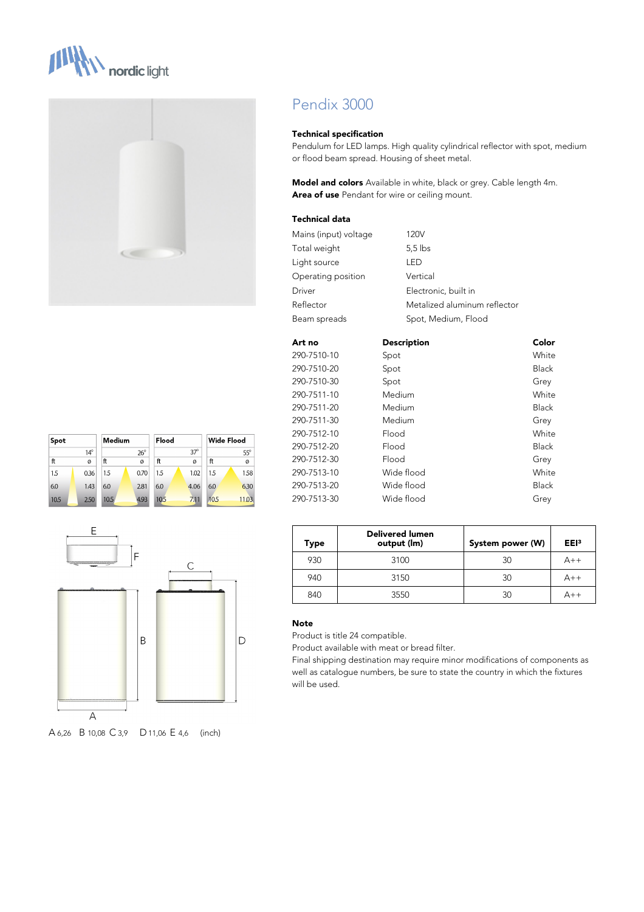nordic light

# Pendix 3000

**Technical specification**
Pendulum for LED lamps. High quality cylindrical reflector with spot, medium or flood beam spread. Housing of sheet metal.

**Model and colors** Available in white, black or grey. Cable length 4m.
**Area of use** Pendant for wire or ceiling mount.

**Technical data**

| | |
|---|---|
| Mains (input) voltage | 120V |
| Total weight | 5,5 lbs |
| Light source | LED |
| Operating position | Vertical |
| Driver | Electronic, built in |
| Reflector | Metalized aluminum reflector |
| Beam spreads | Spot, Medium, Flood |

| Art no | Description | Color |
|---|---|---|
| 290-7510-10 | Spot | White |
| 290-7510-20 | Spot | Black |
| 290-7510-30 | Spot | Grey |
| 290-7511-10 | Medium | White |
| 290-7511-20 | Medium | Black |
| 290-7511-30 | Medium | Grey |
| 290-7512-10 | Flood | White |
| 290-7512-20 | Flood | Black |
| 290-7512-30 | Flood | Grey |
| 290-7513-10 | Wide flood | White |
| 290-7513-20 | Wide flood | Black |
| 290-7513-30 | Wide flood | Grey |

Spot 14° — ft / ø: 1.5 / 0.36, 6.0 / 1.43, 10.5 / 2.50

Medium 26° — ft / ø: 1.5 / 0.70, 6.0 / 2.81, 10.5 / 4.93

Flood 37° — ft / ø: 1.5 / 1.02, 6.0 / 4.06, 10.5 / 7.11

Wide Flood 55° — ft / ø: 1.5 / 1.58, 6.0 / 6.30, 10.5 / 11.03

| Type | Delivered lumen output (lm) | System power (W) | EEI³ |
|---|---|---|---|
| 930 | 3100 | 30 | A++ |
| 940 | 3150 | 30 | A++ |
| 840 | 3550 | 30 | A++ |

E F C B D A

A 6,26 B 10,08 C 3,9 D 11,06 E 4,6 (inch)

**Note**
Product is title 24 compatible.
Product available with meat or bread filter.
Final shipping destination may require minor modifications of components as well as catalogue numbers, be sure to state the country in which the fixtures will be used.